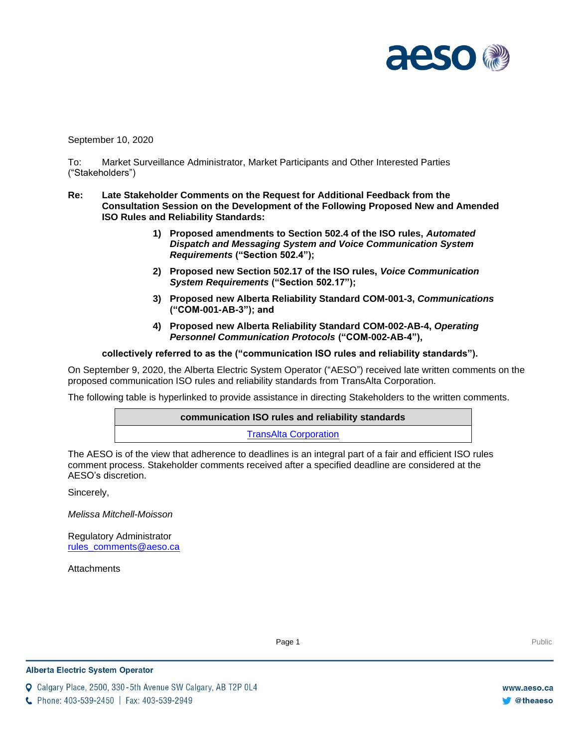September 10, 2020

To: Market Surveillance Administrator, Market Participants and Other Interested Parties ("Stakeholders")

**Re: Late Stakeholder Comments on the Request for Additional Feedback from the Consultation Session on the Development of the Following Proposed New and Amended ISO Rules and Reliability Standards:**

1) **Proposed amendments to Section 502.4 of the ISO rules, *Automated Dispatch and Messaging System and Voice Communication System Requirements* ("Section 502.4");**
2) **Proposed new Section 502.17 of the ISO rules, *Voice Communication System Requirements* ("Section 502.17");**
3) **Proposed new Alberta Reliability Standard COM-001-3, *Communications* ("COM-001-AB-3"); and**
4) **Proposed new Alberta Reliability Standard COM-002-AB-4, *Operating Personnel Communication Protocols* ("COM-002-AB-4"),**

**collectively referred to as the ("communication ISO rules and reliability standards").**

On September 9, 2020, the Alberta Electric System Operator ("AESO") received late written comments on the proposed communication ISO rules and reliability standards from TransAlta Corporation.

The following table is hyperlinked to provide assistance in directing Stakeholders to the written comments.

| communication ISO rules and reliability standards |
|---|
| TransAlta Corporation |

The AESO is of the view that adherence to deadlines is an integral part of a fair and efficient ISO rules comment process. Stakeholder comments received after a specified deadline are considered at the AESO's discretion.

Sincerely,

*Melissa Mitchell-Moisson*

Regulatory Administrator
rules_comments@aeso.ca

Attachments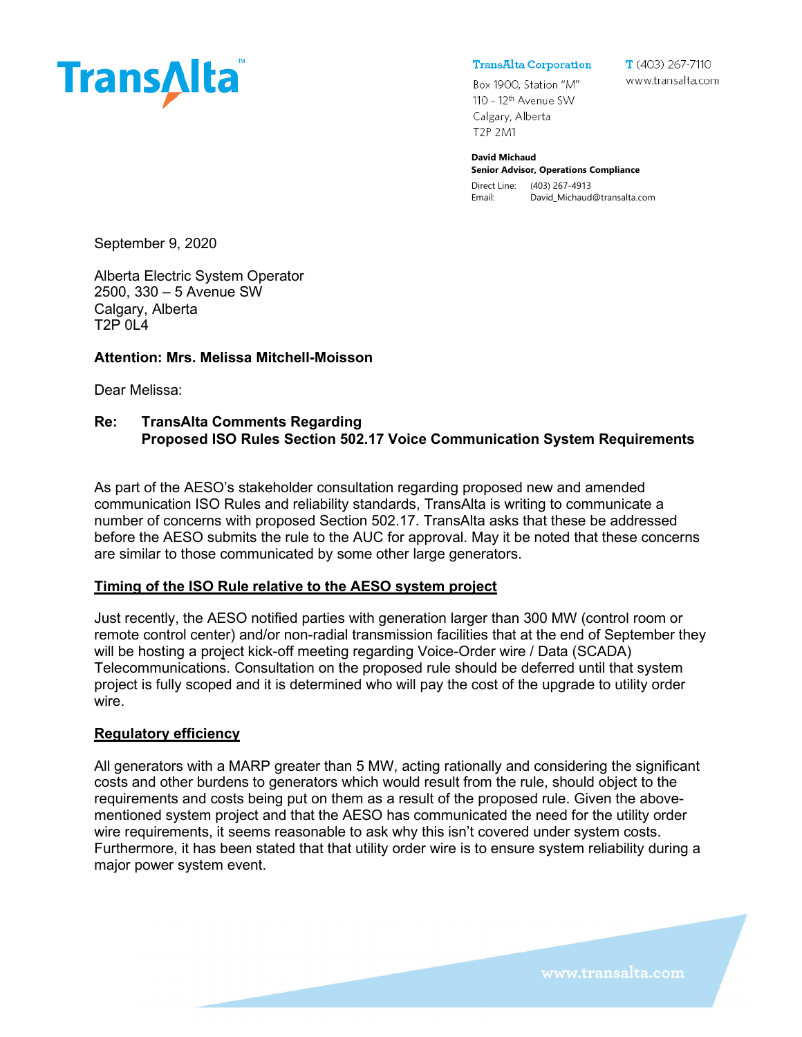September 9, 2020

Alberta Electric System Operator
2500, 330 – 5 Avenue SW
Calgary, Alberta
T2P 0L4

**Attention: Mrs. Melissa Mitchell-Moisson**

Dear Melissa:

**Re: TransAlta Comments Regarding Proposed ISO Rules Section 502.17 Voice Communication System Requirements**

As part of the AESO's stakeholder consultation regarding proposed new and amended communication ISO Rules and reliability standards, TransAlta is writing to communicate a number of concerns with proposed Section 502.17. TransAlta asks that these be addressed before the AESO submits the rule to the AUC for approval. May it be noted that these concerns are similar to those communicated by some other large generators.

**Timing of the ISO Rule relative to the AESO system project**

Just recently, the AESO notified parties with generation larger than 300 MW (control room or remote control center) and/or non-radial transmission facilities that at the end of September they will be hosting a project kick-off meeting regarding Voice-Order wire / Data (SCADA) Telecommunications. Consultation on the proposed rule should be deferred until that system project is fully scoped and it is determined who will pay the cost of the upgrade to utility order wire.

**Regulatory efficiency**

All generators with a MARP greater than 5 MW, acting rationally and considering the significant costs and other burdens to generators which would result from the rule, should object to the requirements and costs being put on them as a result of the proposed rule. Given the above-mentioned system project and that the AESO has communicated the need for the utility order wire requirements, it seems reasonable to ask why this isn't covered under system costs. Furthermore, it has been stated that that utility order wire is to ensure system reliability during a major power system event.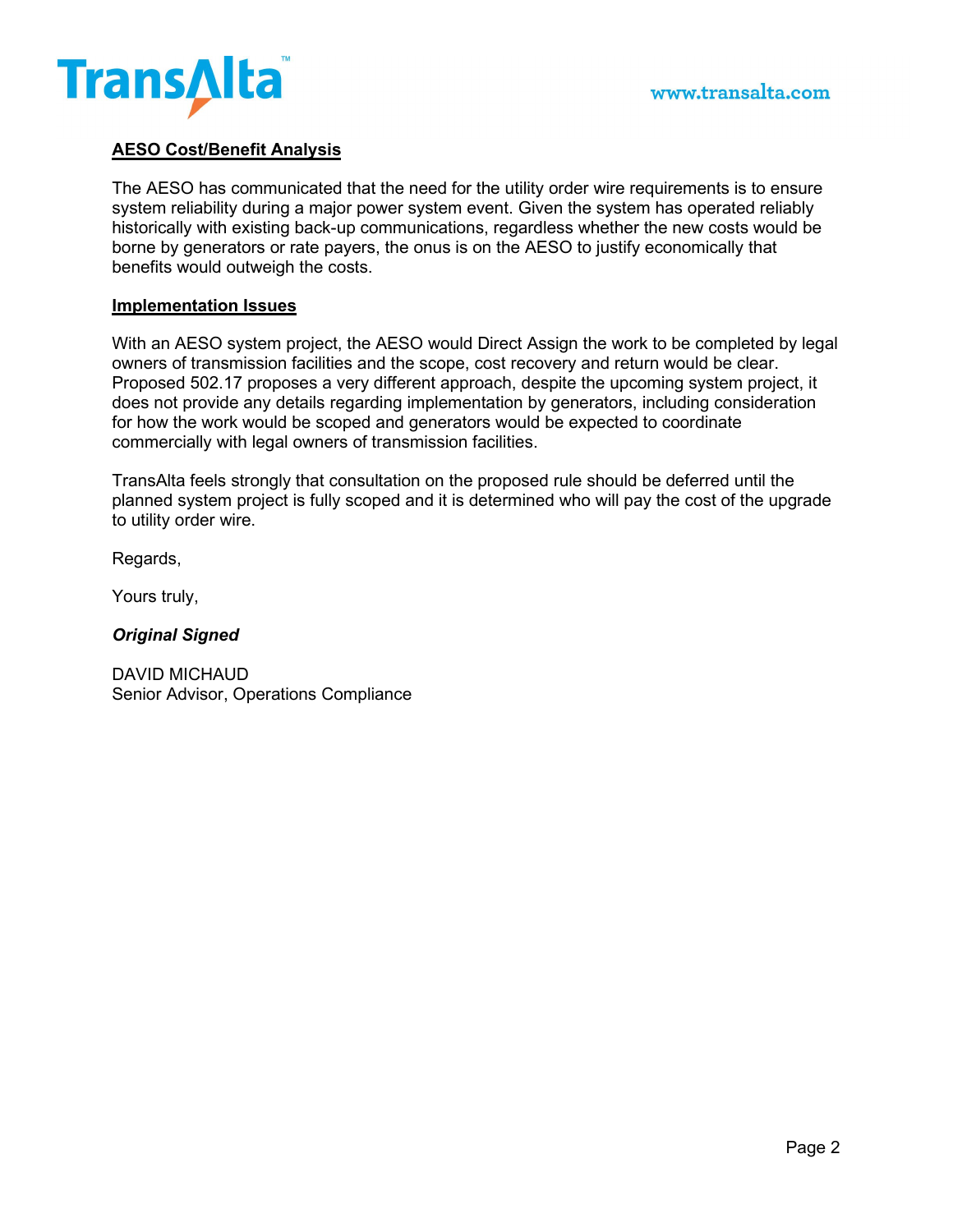**AESO Cost/Benefit Analysis**

The AESO has communicated that the need for the utility order wire requirements is to ensure system reliability during a major power system event. Given the system has operated reliably historically with existing back-up communications, regardless whether the new costs would be borne by generators or rate payers, the onus is on the AESO to justify economically that benefits would outweigh the costs.

**Implementation Issues**

With an AESO system project, the AESO would Direct Assign the work to be completed by legal owners of transmission facilities and the scope, cost recovery and return would be clear. Proposed 502.17 proposes a very different approach, despite the upcoming system project, it does not provide any details regarding implementation by generators, including consideration for how the work would be scoped and generators would be expected to coordinate commercially with legal owners of transmission facilities.

TransAlta feels strongly that consultation on the proposed rule should be deferred until the planned system project is fully scoped and it is determined who will pay the cost of the upgrade to utility order wire.

Regards,

Yours truly,

***Original Signed***

DAVID MICHAUD
Senior Advisor, Operations Compliance